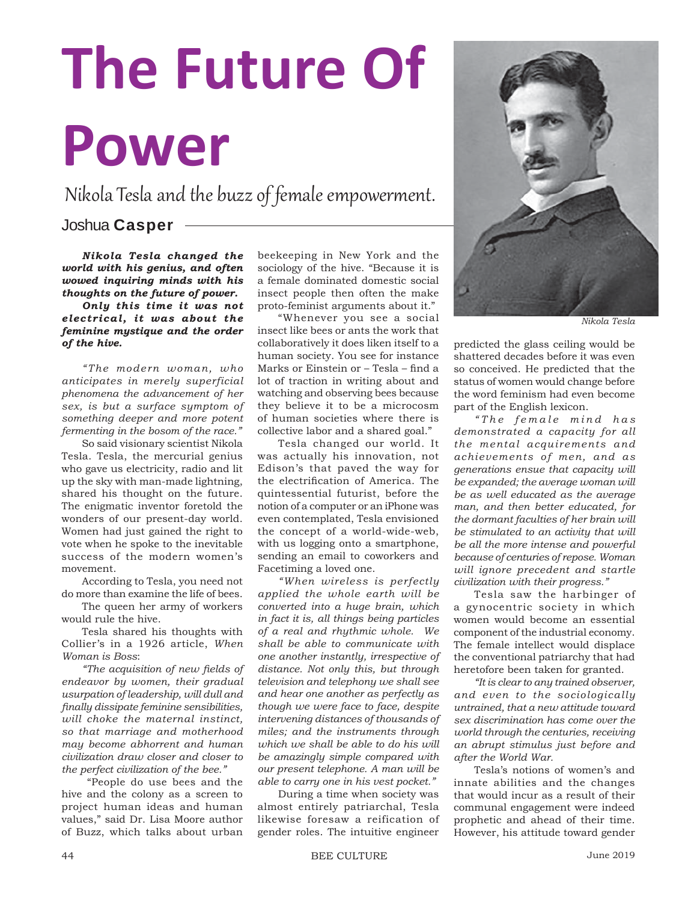# The Future Of Power

*Nikola Tesla and the buzz of female empowerment.*

Joshua **Casper**

***Nikola Tesla changed the world with his genius, and often wowed inquiring minds with his thoughts on the future of power.***

***Only this time it was not electrical, it was about the feminine mystique and the order of the hive.***

*"The modern woman, who anticipates in merely superficial phenomena the advancement of her sex, is but a surface symptom of something deeper and more potent fermenting in the bosom of the race."*

So said visionary scientist Nikola Tesla. Tesla, the mercurial genius who gave us electricity, radio and lit up the sky with man-made lightning, shared his thought on the future. The enigmatic inventor foretold the wonders of our present-day world. Women had just gained the right to vote when he spoke to the inevitable success of the modern women's movement.

According to Tesla, you need not do more than examine the life of bees.

The queen her army of workers would rule the hive.

Tesla shared his thoughts with Collier's in a 1926 article, *When Woman is Boss*:

*"The acquisition of new fields of endeavor by women, their gradual usurpation of leadership, will dull and finally dissipate feminine sensibilities, will choke the maternal instinct, so that marriage and motherhood may become abhorrent and human civilization draw closer and closer to the perfect civilization of the bee."*

"People do use bees and the hive and the colony as a screen to project human ideas and human values," said Dr. Lisa Moore author of Buzz, which talks about urban beekeeping in New York and the sociology of the hive. "Because it is a female dominated domestic social insect people then often the make proto-feminist arguments about it."

"Whenever you see a social insect like bees or ants the work that collaboratively it does liken itself to a human society. You see for instance Marks or Einstein or – Tesla – find a lot of traction in writing about and watching and observing bees because they believe it to be a microcosm of human societies where there is collective labor and a shared goal."

Tesla changed our world. It was actually his innovation, not Edison's that paved the way for the electrification of America. The quintessential futurist, before the notion of a computer or an iPhone was even contemplated, Tesla envisioned the concept of a world-wide-web, with us logging onto a smartphone, sending an email to coworkers and Facetiming a loved one.

*"When wireless is perfectly applied the whole earth will be converted into a huge brain, which in fact it is, all things being particles of a real and rhythmic whole. We shall be able to communicate with one another instantly, irrespective of distance. Not only this, but through television and telephony we shall see and hear one another as perfectly as though we were face to face, despite intervening distances of thousands of miles; and the instruments through which we shall be able to do his will be amazingly simple compared with our present telephone. A man will be able to carry one in his vest pocket."*

During a time when society was almost entirely patriarchal, Tesla likewise foresaw a reification of gender roles. The intuitive engineer predicted the glass ceiling would be shattered decades before it was even so conceived. He predicted that the status of women would change before the word feminism had even become part of the English lexicon.

Nikola Tesla

*"The female mind has demonstrated a capacity for all the mental acquirements and achievements of men, and as generations ensue that capacity will be expanded; the average woman will be as well educated as the average man, and then better educated, for the dormant faculties of her brain will be stimulated to an activity that will be all the more intense and powerful because of centuries of repose. Woman will ignore precedent and startle civilization with their progress."*

Tesla saw the harbinger of a gynocentric society in which women would become an essential component of the industrial economy. The female intellect would displace the conventional patriarchy that had heretofore been taken for granted.

*"It is clear to any trained observer, and even to the sociologically untrained, that a new attitude toward sex discrimination has come over the world through the centuries, receiving an abrupt stimulus just before and after the World War.*

Tesla's notions of women's and innate abilities and the changes that would incur as a result of their communal engagement were indeed prophetic and ahead of their time. However, his attitude toward gender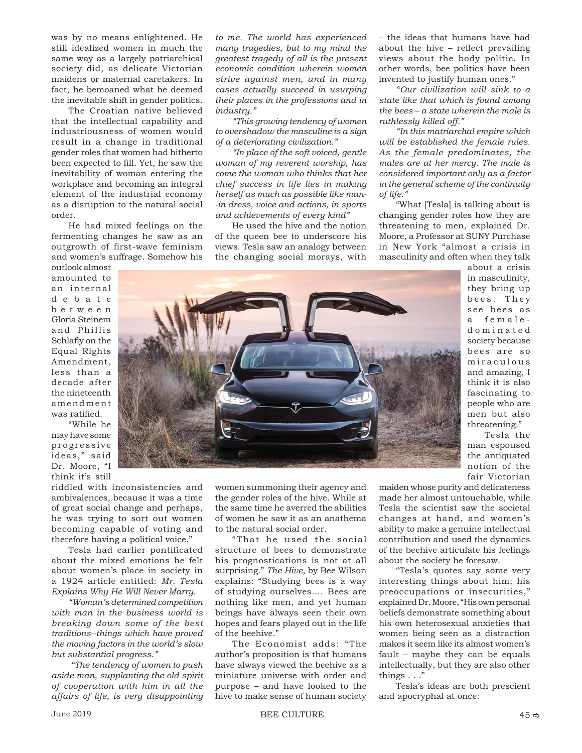was by no means enlightened. He still idealized women in much the same way as a largely patriarchical society did, as delicate Victorian maidens or maternal caretakers. In fact, he bemoaned what he deemed the inevitable shift in gender politics.

The Croatian native believed that the intellectual capability and industriousness of women would result in a change in traditional gender roles that women had hitherto been expected to fill. Yet, he saw the inevitability of woman entering the workplace and becoming an integral element of the industrial economy as a disruption to the natural social order.

He had mixed feelings on the fermenting changes he saw as an outgrowth of first-wave feminism and women's suffrage. Somehow his outlook almost amounted to an internal debate between Gloria Steinem and Phillis Schlafly on the Equal Rights Amendment, less than a decade after the nineteenth amendment was ratified.

"While he may have some progressive ideas," said Dr. Moore, "I think it's still riddled with inconsistencies and ambivalences, because it was a time of great social change and perhaps, he was trying to sort out women becoming capable of voting and therefore having a political voice."

Tesla had earlier pontificated about the mixed emotions he felt about women's place in society in a 1924 article entitled: *Mr. Tesla Explains Why He Will Never Marry*.

*"Woman's determined competition with man in the business world is breaking down some of the best traditions--things which have proved the moving factors in the world's slow but substantial progress."*

*"The tendency of women to push aside man, supplanting the old spirit of cooperation with him in all the affairs of life, is very disappointing to me. The world has experienced many tragedies, but to my mind the greatest tragedy of all is the present economic condition wherein women strive against men, and in many cases actually succeed in usurping their places in the professions and in industry."*

*"This growing tendency of women to overshadow the masculine is a sign of a deteriorating civilization."*

*"In place of the soft voiced, gentle woman of my reverent worship, has come the woman who thinks that her chief success in life lies in making herself as much as possible like man--in dress, voice and actions, in sports and achievements of every kind"*

He used the hive and the notion of the queen bee to underscore his views. Tesla saw an analogy between the changing social morays, with women summoning their agency and the gender roles of the hive. While at the same time he averred the abilities of women he saw it as an anathema to the natural social order.

"That he used the social structure of bees to demonstrate his prognostications is not at all surprising." *The Hive,* by Bee Wilson explains: "Studying bees is a way of studying ourselves.... Bees are nothing like men, and yet human beings have always seen their own hopes and fears played out in the life of the beehive."

The Economist adds: "The author's proposition is that humans have always viewed the beehive as a miniature universe with order and purpose – and have looked to the hive to make sense of human society – the ideas that humans have had about the hive – reflect prevailing views about the body politic. In other words, bee politics have been invented to justify human ones."

*"Our civilization will sink to a state like that which is found among the bees – a state wherein the male is ruthlessly killed off."*

*"In this matriarchal empire which will be established the female rules. As the female predominates, the males are at her mercy. The male is considered important only as a factor in the general scheme of the continuity of life."*

"What [Tesla] is talking about is changing gender roles how they are threatening to men, explained Dr. Moore, a Professor at SUNY Purchase in New York "almost a crisis in masculinity and often when they talk about a crisis in masculinity, they bring up bees. They see bees as a female-dominated society because bees are so miraculous and amazing, I think it is also fascinating to people who are men but also threatening."

Tesla the man espoused the antiquated notion of the fair Victorian maiden whose purity and delicateness made her almost untouchable, while Tesla the scientist saw the societal changes at hand, and women's ability to make a genuine intellectual contribution and used the dynamics of the beehive articulate his feelings about the society he foresaw.

"Tesla's quotes say some very interesting things about him; his preoccupations or insecurities," explained Dr. Moore, "His own personal beliefs demonstrate something about his own heterosexual anxieties that women being seen as a distraction makes it seem like its almost women's fault – maybe they can be equals intellectually, but they are also other things . . ."

Tesla's ideas are both prescient and apocryphal at once: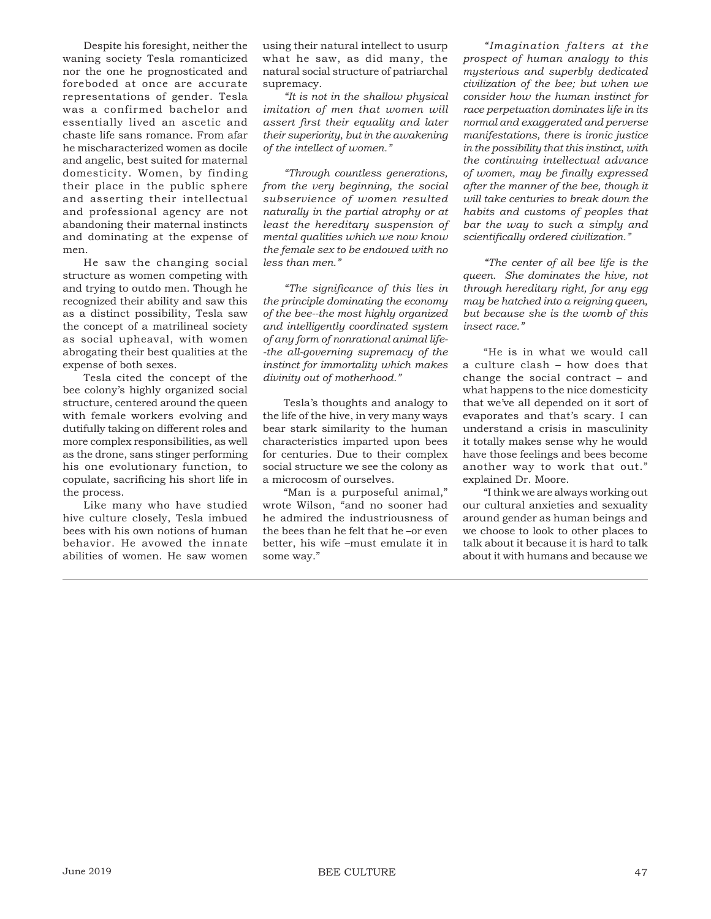Despite his foresight, neither the waning society Tesla romanticized nor the one he prognosticated and foreboded at once are accurate representations of gender. Tesla was a confirmed bachelor and essentially lived an ascetic and chaste life sans romance. From afar he mischaracterized women as docile and angelic, best suited for maternal domesticity. Women, by finding their place in the public sphere and asserting their intellectual and professional agency are not abandoning their maternal instincts and dominating at the expense of men.

He saw the changing social structure as women competing with and trying to outdo men. Though he recognized their ability and saw this as a distinct possibility, Tesla saw the concept of a matrilineal society as social upheaval, with women abrogating their best qualities at the expense of both sexes.

Tesla cited the concept of the bee colony's highly organized social structure, centered around the queen with female workers evolving and dutifully taking on different roles and more complex responsibilities, as well as the drone, sans stinger performing his one evolutionary function, to copulate, sacrificing his short life in the process.

Like many who have studied hive culture closely, Tesla imbued bees with his own notions of human behavior. He avowed the innate abilities of women. He saw women using their natural intellect to usurp what he saw, as did many, the natural social structure of patriarchal supremacy.

*"It is not in the shallow physical imitation of men that women will assert first their equality and later their superiority, but in the awakening of the intellect of women."*

*"Through countless generations, from the very beginning, the social subservience of women resulted naturally in the partial atrophy or at least the hereditary suspension of mental qualities which we now know the female sex to be endowed with no less than men."*

*"The significance of this lies in the principle dominating the economy of the bee--the most highly organized and intelligently coordinated system of any form of nonrational animal life--the all-governing supremacy of the instinct for immortality which makes divinity out of motherhood."*

Tesla's thoughts and analogy to the life of the hive, in very many ways bear stark similarity to the human characteristics imparted upon bees for centuries. Due to their complex social structure we see the colony as a microcosm of ourselves.

"Man is a purposeful animal," wrote Wilson, "and no sooner had he admired the industriousness of the bees than he felt that he –or even better, his wife –must emulate it in some way."

*"Imagination falters at the prospect of human analogy to this mysterious and superbly dedicated civilization of the bee; but when we consider how the human instinct for race perpetuation dominates life in its normal and exaggerated and perverse manifestations, there is ironic justice in the possibility that this instinct, with the continuing intellectual advance of women, may be finally expressed after the manner of the bee, though it will take centuries to break down the habits and customs of peoples that bar the way to such a simply and scientifically ordered civilization."*

*"The center of all bee life is the queen. She dominates the hive, not through hereditary right, for any egg may be hatched into a reigning queen, but because she is the womb of this insect race."*

"He is in what we would call a culture clash – how does that change the social contract – and what happens to the nice domesticity that we've all depended on it sort of evaporates and that's scary. I can understand a crisis in masculinity it totally makes sense why he would have those feelings and bees become another way to work that out." explained Dr. Moore.

"I think we are always working out our cultural anxieties and sexuality around gender as human beings and we choose to look to other places to talk about it because it is hard to talk about it with humans and because we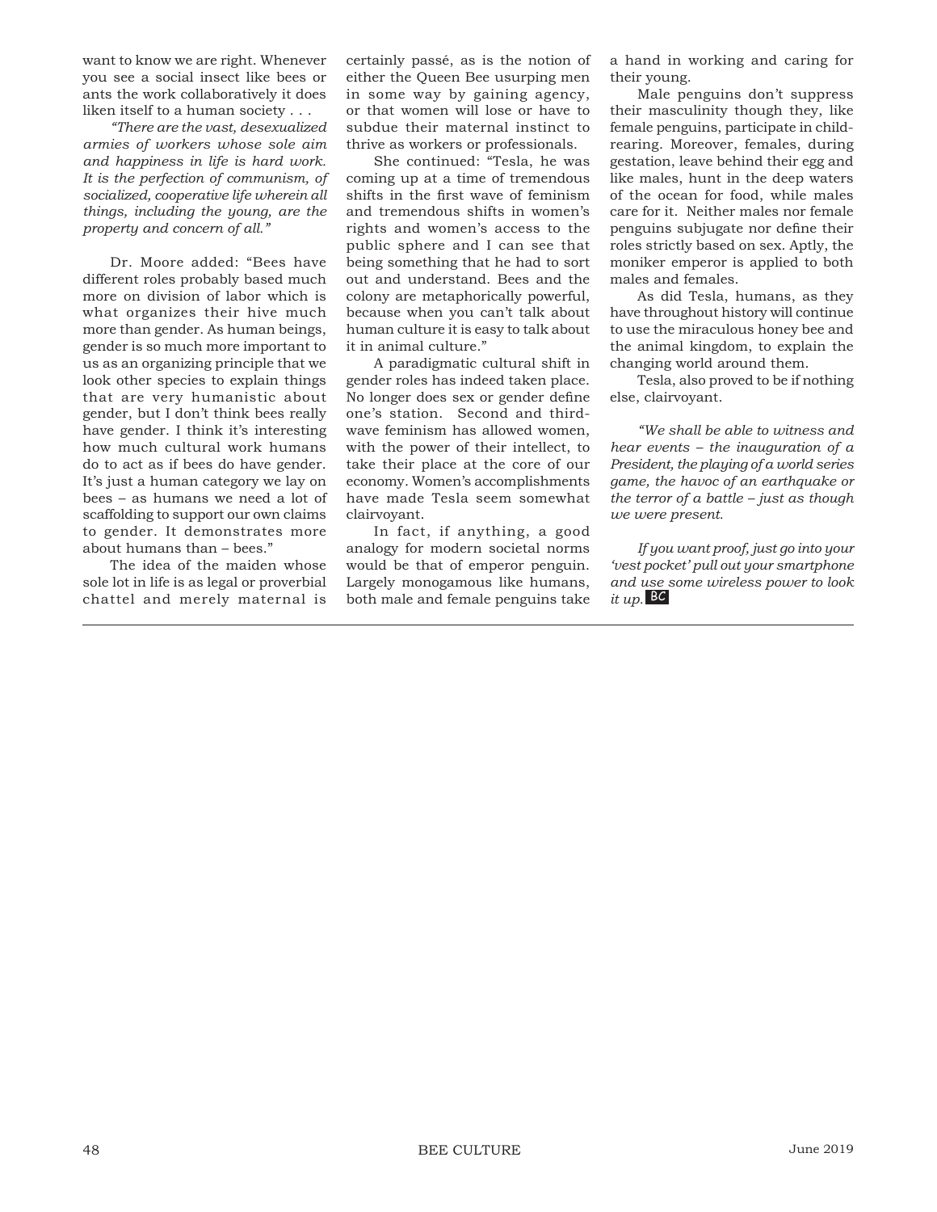want to know we are right. Whenever you see a social insect like bees or ants the work collaboratively it does liken itself to a human society . . .

*"There are the vast, desexualized armies of workers whose sole aim and happiness in life is hard work. It is the perfection of communism, of socialized, cooperative life wherein all things, including the young, are the property and concern of all."*

Dr. Moore added: "Bees have different roles probably based much more on division of labor which is what organizes their hive much more than gender. As human beings, gender is so much more important to us as an organizing principle that we look other species to explain things that are very humanistic about gender, but I don't think bees really have gender. I think it's interesting how much cultural work humans do to act as if bees do have gender. It's just a human category we lay on bees – as humans we need a lot of scaffolding to support our own claims to gender. It demonstrates more about humans than – bees."

The idea of the maiden whose sole lot in life is as legal or proverbial chattel and merely maternal is certainly passé, as is the notion of either the Queen Bee usurping men in some way by gaining agency, or that women will lose or have to subdue their maternal instinct to thrive as workers or professionals.

She continued: "Tesla, he was coming up at a time of tremendous shifts in the first wave of feminism and tremendous shifts in women's rights and women's access to the public sphere and I can see that being something that he had to sort out and understand. Bees and the colony are metaphorically powerful, because when you can't talk about human culture it is easy to talk about it in animal culture."

A paradigmatic cultural shift in gender roles has indeed taken place. No longer does sex or gender define one's station. Second and third-wave feminism has allowed women, with the power of their intellect, to take their place at the core of our economy. Women's accomplishments have made Tesla seem somewhat clairvoyant.

In fact, if anything, a good analogy for modern societal norms would be that of emperor penguin. Largely monogamous like humans, both male and female penguins take a hand in working and caring for their young.

Male penguins don't suppress their masculinity though they, like female penguins, participate in child-rearing. Moreover, females, during gestation, leave behind their egg and like males, hunt in the deep waters of the ocean for food, while males care for it. Neither males nor female penguins subjugate nor define their roles strictly based on sex. Aptly, the moniker emperor is applied to both males and females.

As did Tesla, humans, as they have throughout history will continue to use the miraculous honey bee and the animal kingdom, to explain the changing world around them.

Tesla, also proved to be if nothing else, clairvoyant.

*"We shall be able to witness and hear events – the inauguration of a President, the playing of a world series game, the havoc of an earthquake or the terror of a battle – just as though we were present.*

*If you want proof, just go into your 'vest pocket' pull out your smartphone and use some wireless power to look it up.* BC